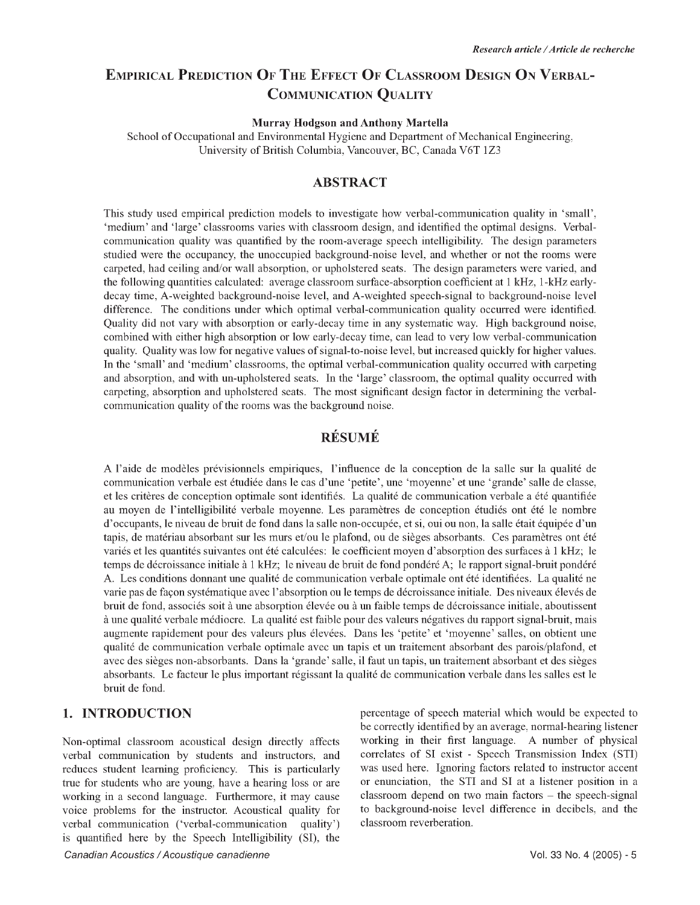*Research article / Article de recherche*

# Empirical Prediction Of The Effect Of Classroom Design On Verbal-Communication Quality

**Murray Hodgson and Anthony Martella**

School of Occupational and Environmental Hygiene and Department of Mechanical Engineering, University of British Columbia, Vancouver, BC, Canada V6T 1Z3

## ABSTRACT

This study used empirical prediction models to investigate how verbal-communication quality in 'small', 'medium' and 'large' classrooms varies with classroom design, and identified the optimal designs. Verbal-communication quality was quantified by the room-average speech intelligibility. The design parameters studied were the occupancy, the unoccupied background-noise level, and whether or not the rooms were carpeted, had ceiling and/or wall absorption, or upholstered seats. The design parameters were varied, and the following quantities calculated: average classroom surface-absorption coefficient at 1 kHz, 1-kHz early-decay time, A-weighted background-noise level, and A-weighted speech-signal to background-noise level difference. The conditions under which optimal verbal-communication quality occurred were identified. Quality did not vary with absorption or early-decay time in any systematic way. High background noise, combined with either high absorption or low early-decay time, can lead to very low verbal-communication quality. Quality was low for negative values of signal-to-noise level, but increased quickly for higher values. In the 'small' and 'medium' classrooms, the optimal verbal-communication quality occurred with carpeting and absorption, and with un-upholstered seats. In the 'large' classroom, the optimal quality occurred with carpeting, absorption and upholstered seats. The most significant design factor in determining the verbal-communication quality of the rooms was the background noise.

## RÉSUMÉ

A l'aide de modèles prévisionnels empiriques, l'influence de la conception de la salle sur la qualité de communication verbale est étudiée dans le cas d'une 'petite', une 'moyenne' et une 'grande' salle de classe, et les critères de conception optimale sont identifiés. La qualité de communication verbale a été quantifiée au moyen de l'intelligibilité verbale moyenne. Les paramètres de conception étudiés ont été le nombre d'occupants, le niveau de bruit de fond dans la salle non-occupée, et si, oui ou non, la salle était équipée d'un tapis, de matériau absorbant sur les murs et/ou le plafond, ou de sièges absorbants. Ces paramètres ont été variés et les quantités suivantes ont été calculées: le coefficient moyen d'absorption des surfaces à 1 kHz; le temps de décroissance initiale à 1 kHz; le niveau de bruit de fond pondéré A; le rapport signal-bruit pondéré A. Les conditions donnant une qualité de communication verbale optimale ont été identifiées. La qualité ne varie pas de façon systématique avec l'absorption ou le temps de décroissance initiale. Des niveaux élevés de bruit de fond, associés soit à une absorption élevée ou à un faible temps de décroissance initiale, aboutissent à une qualité verbale médiocre. La qualité est faible pour des valeurs négatives du rapport signal-bruit, mais augmente rapidement pour des valeurs plus élevées. Dans les 'petite' et 'moyenne' salles, on obtient une qualité de communication verbale optimale avec un tapis et un traitement absorbant des parois/plafond, et avec des sièges non-absorbants. Dans la 'grande' salle, il faut un tapis, un traitement absorbant et des sièges absorbants. Le facteur le plus important régissant la qualité de communication verbale dans les salles est le bruit de fond.

## 1. INTRODUCTION

Non-optimal classroom acoustical design directly affects verbal communication by students and instructors, and reduces student learning proficiency. This is particularly true for students who are young, have a hearing loss or are working in a second language. Furthermore, it may cause voice problems for the instructor. Acoustical quality for verbal communication ('verbal-communication quality') is quantified here by the Speech Intelligibility (SI), the percentage of speech material which would be expected to be correctly identified by an average, normal-hearing listener working in their first language. A number of physical correlates of SI exist - Speech Transmission Index (STI) was used here. Ignoring factors related to instructor accent or enunciation, the STI and SI at a listener position in a classroom depend on two main factors – the speech-signal to background-noise level difference in decibels, and the classroom reverberation.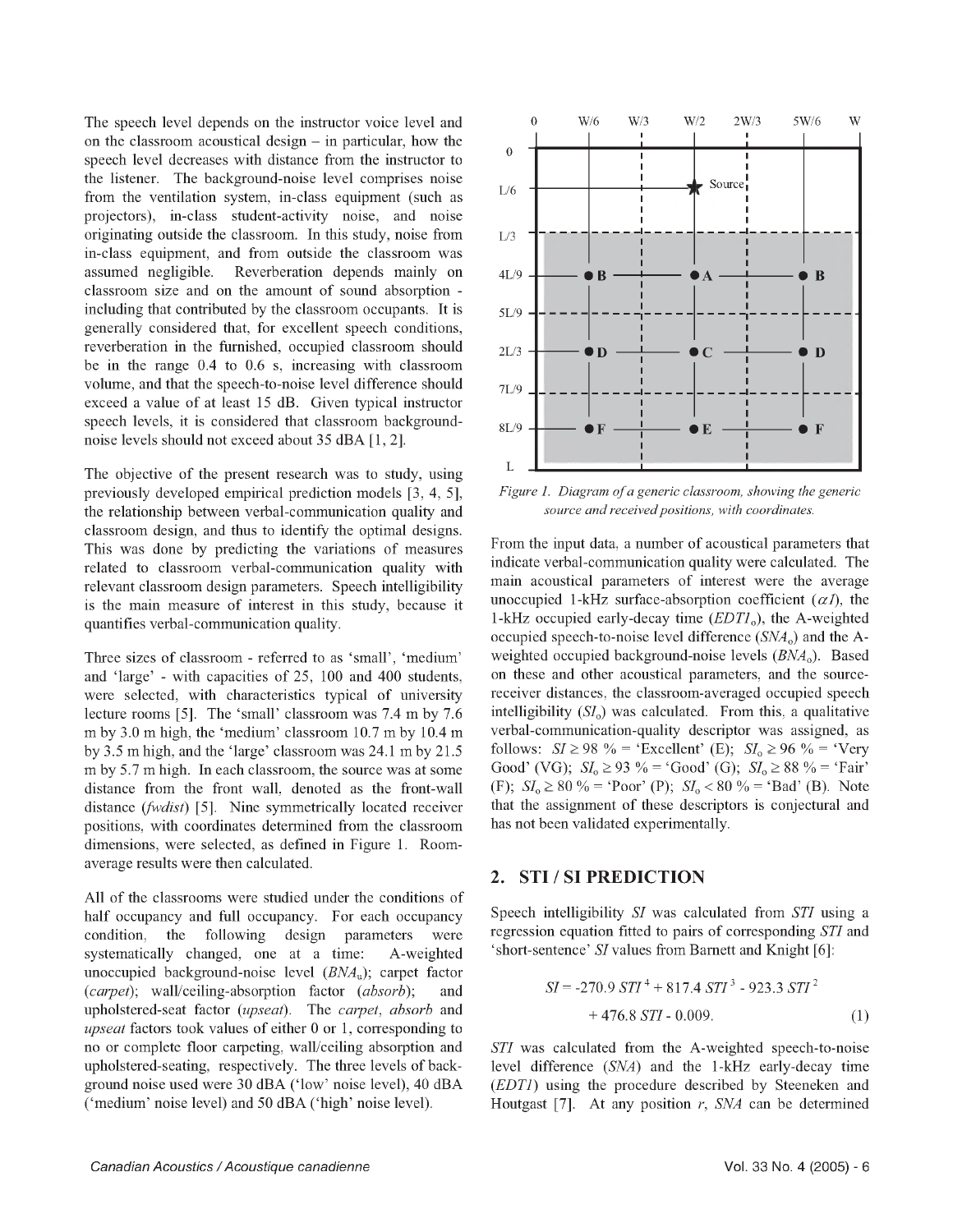The speech level depends on the instructor voice level and on the classroom acoustical design – in particular, how the speech level decreases with distance from the instructor to the listener. The background-noise level comprises noise from the ventilation system, in-class equipment (such as projectors), in-class student-activity noise, and noise originating outside the classroom. In this study, noise from in-class equipment, and from outside the classroom was assumed negligible. Reverberation depends mainly on classroom size and on the amount of sound absorption - including that contributed by the classroom occupants. It is generally considered that, for excellent speech conditions, reverberation in the furnished, occupied classroom should be in the range 0.4 to 0.6 s, increasing with classroom volume, and that the speech-to-noise level difference should exceed a value of at least 15 dB. Given typical instructor speech levels, it is considered that classroom background-noise levels should not exceed about 35 dBA [1, 2].

The objective of the present research was to study, using previously developed empirical prediction models [3, 4, 5], the relationship between verbal-communication quality and classroom design, and thus to identify the optimal designs. This was done by predicting the variations of measures related to classroom verbal-communication quality with relevant classroom design parameters. Speech intelligibility is the main measure of interest in this study, because it quantifies verbal-communication quality.

Three sizes of classroom - referred to as 'small', 'medium' and 'large' - with capacities of 25, 100 and 400 students, were selected, with characteristics typical of university lecture rooms [5]. The 'small' classroom was 7.4 m by 7.6 m by 3.0 m high, the 'medium' classroom 10.7 m by 10.4 m by 3.5 m high, and the 'large' classroom was 24.1 m by 21.5 m by 5.7 m high. In each classroom, the source was at some distance from the front wall, denoted as the front-wall distance (*fwdist*) [5]. Nine symmetrically located receiver positions, with coordinates determined from the classroom dimensions, were selected, as defined in Figure 1. Room-average results were then calculated.

All of the classrooms were studied under the conditions of half occupancy and full occupancy. For each occupancy condition, the following design parameters were systematically changed, one at a time: A-weighted unoccupied background-noise level ($BNA_u$); carpet factor (*carpet*); wall/ceiling-absorption factor (*absorb*); and upholstered-seat factor (*upseat*). The *carpet*, *absorb* and *upseat* factors took values of either 0 or 1, corresponding to no or complete floor carpeting, wall/ceiling absorption and upholstered-seating, respectively. The three levels of background noise used were 30 dBA ('low' noise level), 40 dBA ('medium' noise level) and 50 dBA ('high' noise level).

*Figure 1. Diagram of a generic classroom, showing the generic source and received positions, with coordinates.*

From the input data, a number of acoustical parameters that indicate verbal-communication quality were calculated. The main acoustical parameters of interest were the average unoccupied 1-kHz surface-absorption coefficient ($\alpha 1$), the 1-kHz occupied early-decay time ($EDT1_o$), the A-weighted occupied speech-to-noise level difference ($SNA_o$) and the A-weighted occupied background-noise levels ($BNA_o$). Based on these and other acoustical parameters, and the source-receiver distances, the classroom-averaged occupied speech intelligibility ($SI_o$) was calculated. From this, a qualitative verbal-communication-quality descriptor was assigned, as follows: $SI \geq 98$ % = 'Excellent' (E); $SI_o \geq 96$ % = 'Very Good' (VG); $SI_o \geq 93$ % = 'Good' (G); $SI_o \geq 88$ % = 'Fair' (F); $SI_o \geq 80$ % = 'Poor' (P); $SI_o < 80$ % = 'Bad' (B). Note that the assignment of these descriptors is conjectural and has not been validated experimentally.

## 2. STI / SI PREDICTION

Speech intelligibility *SI* was calculated from *STI* using a regression equation fitted to pairs of corresponding *STI* and 'short-sentence' *SI* values from Barnett and Knight [6]:

$$SI = -270.9\, STI^4 + 817.4\, STI^3 - 923.3\, STI^2 + 476.8\, STI - 0.009. \qquad (1)$$

*STI* was calculated from the A-weighted speech-to-noise level difference (*SNA*) and the 1-kHz early-decay time (*EDT1*) using the procedure described by Steeneken and Houtgast [7]. At any position *r*, *SNA* can be determined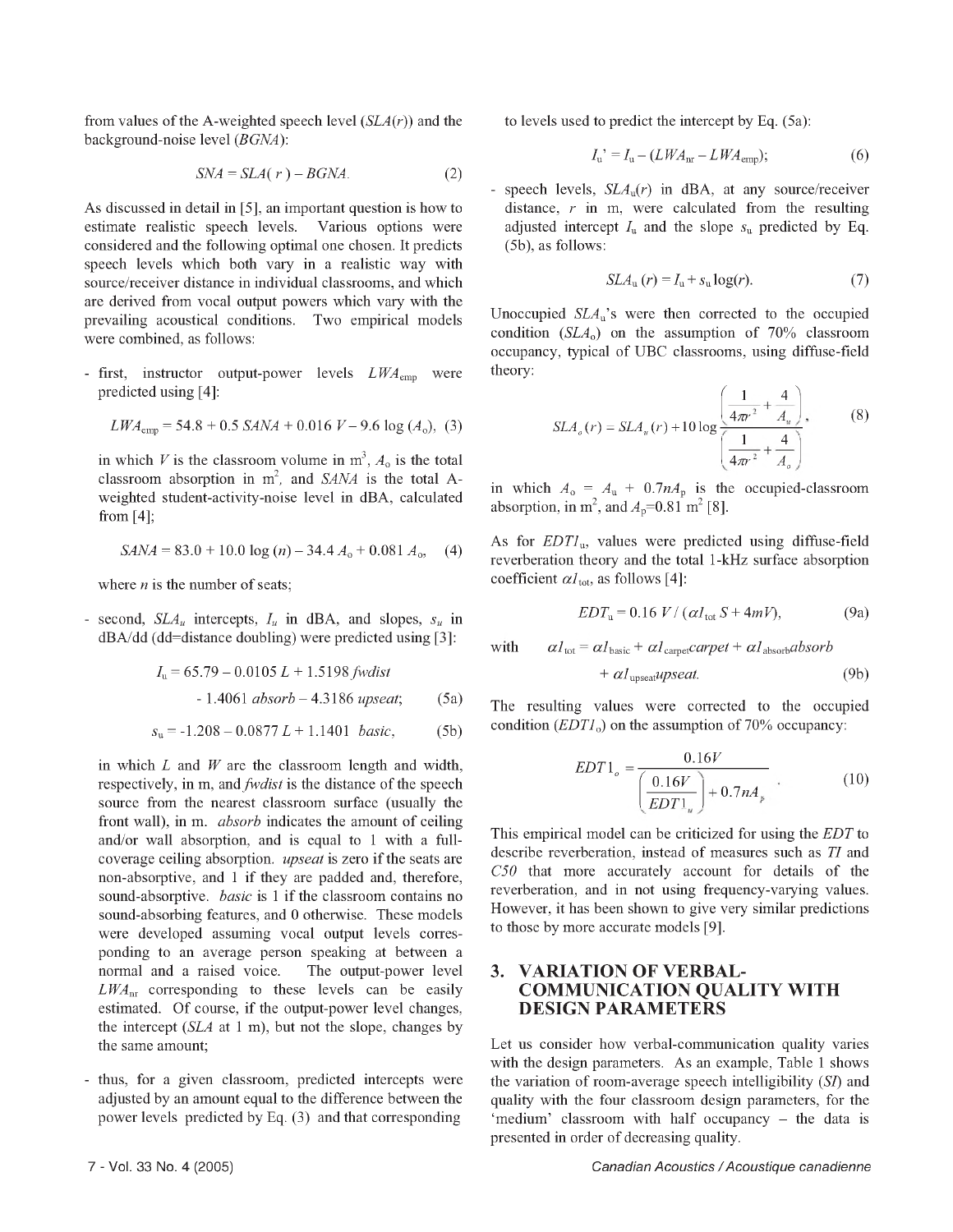from values of the A-weighted speech level ($SLA(r)$) and the background-noise level ($BGNA$):

$$SNA = SLA(r) - BGNA. \quad (2)$$

As discussed in detail in [5], an important question is how to estimate realistic speech levels. Various options were considered and the following optimal one chosen. It predicts speech levels which both vary in a realistic way with source/receiver distance in individual classrooms, and which are derived from vocal output powers which vary with the prevailing acoustical conditions. Two empirical models were combined, as follows:

- first, instructor output-power levels $LWA_{emp}$ were predicted using [4]:

$$LWA_{emp} = 54.8 + 0.5\, SANA + 0.016\, V - 9.6 \log(A_o), \quad (3)$$

in which $V$ is the classroom volume in m$^3$, $A_o$ is the total classroom absorption in m$^2$, and $SANA$ is the total A-weighted student-activity-noise level in dBA, calculated from [4];

$$SANA = 83.0 + 10.0 \log(n) - 34.4\, A_o + 0.081\, A_o, \quad (4)$$

where $n$ is the number of seats;

- second, $SLA_u$ intercepts, $I_u$ in dBA, and slopes, $s_u$ in dBA/dd (dd=distance doubling) were predicted using [3]:

$$I_u = 65.79 - 0.0105\, L + 1.5198\, fwdist - 1.4061\, absorb - 4.3186\, upseat; \quad (5a)$$

$$s_u = -1.208 - 0.0877\, L + 1.1401\, basic, \quad (5b)$$

in which $L$ and $W$ are the classroom length and width, respectively, in m, and *fwdist* is the distance of the speech source from the nearest classroom surface (usually the front wall), in m. *absorb* indicates the amount of ceiling and/or wall absorption, and is equal to 1 with a full-coverage ceiling absorption. *upseat* is zero if the seats are non-absorptive, and 1 if they are padded and, therefore, sound-absorptive. *basic* is 1 if the classroom contains no sound-absorbing features, and 0 otherwise. These models were developed assuming vocal output levels corresponding to an average person speaking at between a normal and a raised voice. The output-power level $LWA_{nr}$ corresponding to these levels can be easily estimated. Of course, if the output-power level changes, the intercept ($SLA$ at 1 m), but not the slope, changes by the same amount;

- thus, for a given classroom, predicted intercepts were adjusted by an amount equal to the difference between the power levels predicted by Eq. (3) and that corresponding to levels used to predict the intercept by Eq. (5a):

$$I_u' = I_u - (LWA_{nr} - LWA_{emp}); \quad (6)$$

- speech levels, $SLA_u(r)$ in dBA, at any source/receiver distance, $r$ in m, were calculated from the resulting adjusted intercept $I_u$ and the slope $s_u$ predicted by Eq. (5b), as follows:

$$SLA_u(r) = I_u + s_u \log(r). \quad (7)$$

Unoccupied $SLA_u$'s were then corrected to the occupied condition ($SLA_o$) on the assumption of 70% classroom occupancy, typical of UBC classrooms, using diffuse-field theory:

$$SLA_o(r) = SLA_u(r) + 10 \log \frac{\left( \frac{1}{4\pi r^2} + \frac{4}{A_u} \right)}{\left( \frac{1}{4\pi r^2} + \frac{4}{A_o} \right)}, \quad (8)$$

in which $A_o = A_u + 0.7 n A_p$ is the occupied-classroom absorption, in m$^2$, and $A_p$=0.81 m$^2$ [8].

As for $EDT1_u$, values were predicted using diffuse-field reverberation theory and the total 1-kHz surface absorption coefficient $\alpha 1_{tot}$, as follows [4]:

$$EDT_u = 0.16\, V / (\alpha 1_{tot}\, S + 4mV), \quad (9a)$$

with $\quad \alpha 1_{tot} = \alpha 1_{basic} + \alpha 1_{carpet} carpet + \alpha 1_{absorb} absorb + \alpha 1_{upseat} upseat. \quad (9b)$

The resulting values were corrected to the occupied condition ($EDT1_o$) on the assumption of 70% occupancy:

$$EDT1_o = \frac{0.16V}{\left( \frac{0.16V}{EDT1_u} \right) + 0.7 n A_p}. \quad (10)$$

This empirical model can be criticized for using the $EDT$ to describe reverberation, instead of measures such as $TI$ and $C50$ that more accurately account for details of the reverberation, and in not using frequency-varying values. However, it has been shown to give very similar predictions to those by more accurate models [9].

## 3. VARIATION OF VERBAL-COMMUNICATION QUALITY WITH DESIGN PARAMETERS

Let us consider how verbal-communication quality varies with the design parameters. As an example, Table 1 shows the variation of room-average speech intelligibility ($SI$) and quality with the four classroom design parameters, for the 'medium' classroom with half occupancy – the data is presented in order of decreasing quality.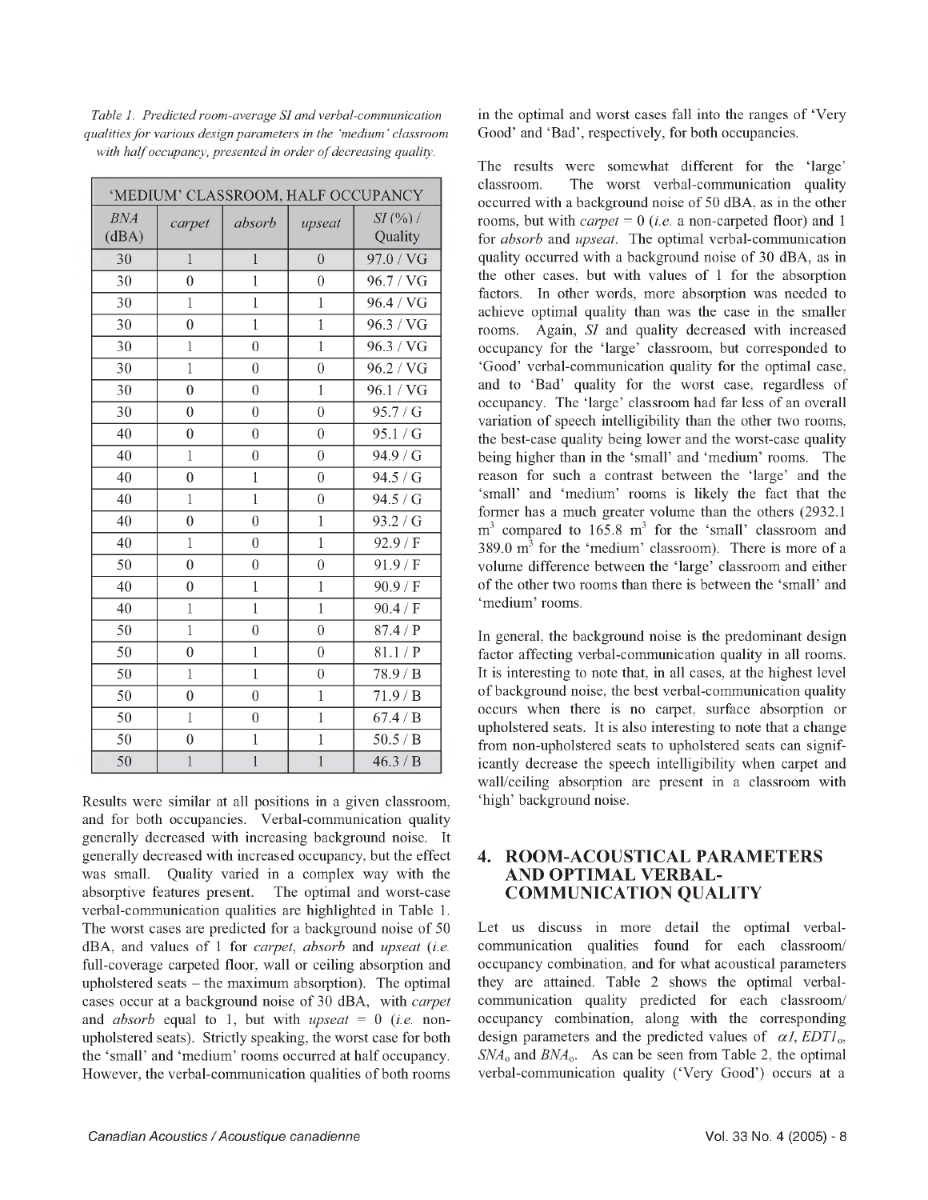*Table 1. Predicted room-average SI and verbal-communication qualities for various design parameters in the 'medium' classroom with half occupancy, presented in order of decreasing quality.*

| 'MEDIUM' CLASSROOM, HALF OCCUPANCY | | | | |
|---|---|---|---|---|
| *BNA* (dBA) | *carpet* | *absorb* | *upseat* | *SI* (%) / Quality |
| 30 | 1 | 1 | 0 | 97.0 / VG |
| 30 | 0 | 1 | 0 | 96.7 / VG |
| 30 | 1 | 1 | 1 | 96.4 / VG |
| 30 | 0 | 1 | 1 | 96.3 / VG |
| 30 | 1 | 0 | 1 | 96.3 / VG |
| 30 | 1 | 0 | 0 | 96.2 / VG |
| 30 | 0 | 0 | 1 | 96.1 / VG |
| 30 | 0 | 0 | 0 | 95.7 / G |
| 40 | 0 | 0 | 0 | 95.1 / G |
| 40 | 1 | 0 | 0 | 94.9 / G |
| 40 | 0 | 1 | 0 | 94.5 / G |
| 40 | 1 | 1 | 0 | 94.5 / G |
| 40 | 0 | 0 | 1 | 93.2 / G |
| 40 | 1 | 0 | 1 | 92.9 / F |
| 50 | 0 | 0 | 0 | 91.9 / F |
| 40 | 0 | 1 | 1 | 90.9 / F |
| 40 | 1 | 1 | 1 | 90.4 / F |
| 50 | 1 | 0 | 0 | 87.4 / P |
| 50 | 0 | 1 | 0 | 81.1 / P |
| 50 | 1 | 1 | 0 | 78.9 / B |
| 50 | 0 | 0 | 1 | 71.9 / B |
| 50 | 1 | 0 | 1 | 67.4 / B |
| 50 | 0 | 1 | 1 | 50.5 / B |
| 50 | 1 | 1 | 1 | 46.3 / B |

Results were similar at all positions in a given classroom, and for both occupancies. Verbal-communication quality generally decreased with increasing background noise. It generally decreased with increased occupancy, but the effect was small. Quality varied in a complex way with the absorptive features present. The optimal and worst-case verbal-communication qualities are highlighted in Table 1. The worst cases are predicted for a background noise of 50 dBA, and values of 1 for *carpet*, *absorb* and *upseat* (*i.e.* full-coverage carpeted floor, wall or ceiling absorption and upholstered seats – the maximum absorption). The optimal cases occur at a background noise of 30 dBA, with *carpet* and *absorb* equal to 1, but with *upseat* = 0 (*i.e.* non-upholstered seats). Strictly speaking, the worst case for both the 'small' and 'medium' rooms occurred at half occupancy. However, the verbal-communication qualities of both rooms in the optimal and worst cases fall into the ranges of 'Very Good' and 'Bad', respectively, for both occupancies.

The results were somewhat different for the 'large' classroom. The worst verbal-communication quality occurred with a background noise of 50 dBA, as in the other rooms, but with *carpet* = 0 (*i.e.* a non-carpeted floor) and 1 for *absorb* and *upseat*. The optimal verbal-communication quality occurred with a background noise of 30 dBA, as in the other cases, but with values of 1 for the absorption factors. In other words, more absorption was needed to achieve optimal quality than was the case in the smaller rooms. Again, *SI* and quality decreased with increased occupancy for the 'large' classroom, but corresponded to 'Good' verbal-communication quality for the optimal case, and to 'Bad' quality for the worst case, regardless of occupancy. The 'large' classroom had far less of an overall variation of speech intelligibility than the other two rooms, the best-case quality being lower and the worst-case quality being higher than in the 'small' and 'medium' rooms. The reason for such a contrast between the 'large' and the 'small' and 'medium' rooms is likely the fact that the former has a much greater volume than the others (2932.1 $m^3$ compared to 165.8 $m^3$ for the 'small' classroom and 389.0 $m^3$ for the 'medium' classroom). There is more of a volume difference between the 'large' classroom and either of the other two rooms than there is between the 'small' and 'medium' rooms.

In general, the background noise is the predominant design factor affecting verbal-communication quality in all rooms. It is interesting to note that, in all cases, at the highest level of background noise, the best verbal-communication quality occurs when there is no carpet, surface absorption or upholstered seats. It is also interesting to note that a change from non-upholstered seats to upholstered seats can significantly decrease the speech intelligibility when carpet and wall/ceiling absorption are present in a classroom with 'high' background noise.

## 4. ROOM-ACOUSTICAL PARAMETERS AND OPTIMAL VERBAL-COMMUNICATION QUALITY

Let us discuss in more detail the optimal verbal-communication qualities found for each classroom/occupancy combination, and for what acoustical parameters they are attained. Table 2 shows the optimal verbal-communication quality predicted for each classroom/occupancy combination, along with the corresponding design parameters and the predicted values of $\alpha 1$, $EDT1_o$, $SNA_o$ and $BNA_o$. As can be seen from Table 2, the optimal verbal-communication quality ('Very Good') occurs at a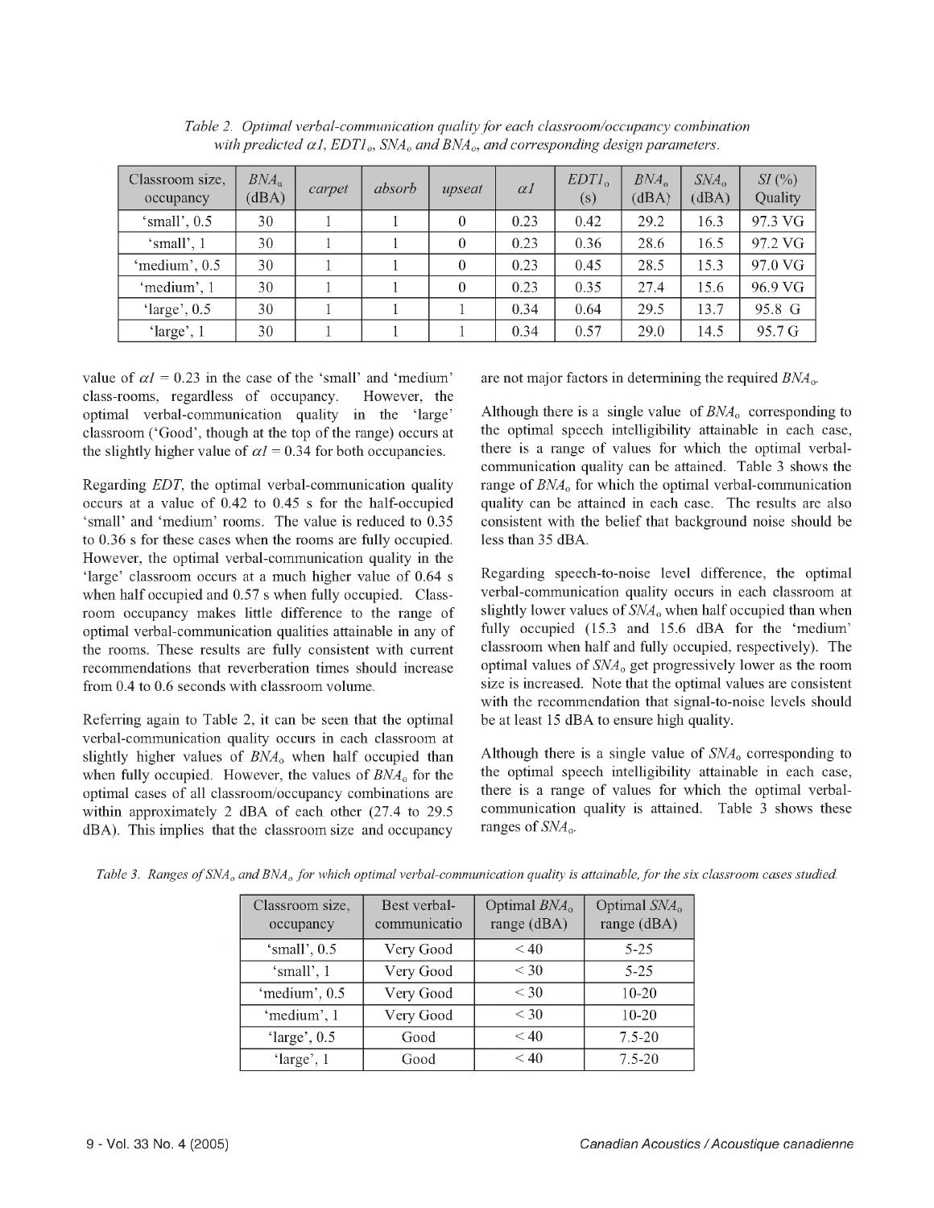*Table 2. Optimal verbal-communication quality for each classroom/occupancy combination with predicted $\alpha 1$, $EDT1_o$, $SNA_o$ and $BNA_o$, and corresponding design parameters.*

| Classroom size, occupancy | $BNA_u$ (dBA) | *carpet* | *absorb* | *upseat* | $\alpha 1$ | $EDT1_o$ (s) | $BNA_o$ (dBA) | $SNA_o$ (dBA) | *SI* (%) Quality |
|---|---|---|---|---|---|---|---|---|---|
| 'small', 0.5 | 30 | 1 | 1 | 0 | 0.23 | 0.42 | 29.2 | 16.3 | 97.3 VG |
| 'small', 1 | 30 | 1 | 1 | 0 | 0.23 | 0.36 | 28.6 | 16.5 | 97.2 VG |
| 'medium', 0.5 | 30 | 1 | 1 | 0 | 0.23 | 0.45 | 28.5 | 15.3 | 97.0 VG |
| 'medium', 1 | 30 | 1 | 1 | 0 | 0.23 | 0.35 | 27.4 | 15.6 | 96.9 VG |
| 'large', 0.5 | 30 | 1 | 1 | 1 | 0.34 | 0.64 | 29.5 | 13.7 | 95.8 G |
| 'large', 1 | 30 | 1 | 1 | 1 | 0.34 | 0.57 | 29.0 | 14.5 | 95.7 G |

value of $\alpha 1$ = 0.23 in the case of the 'small' and 'medium' class-rooms, regardless of occupancy. However, the optimal verbal-communication quality in the 'large' classroom ('Good', though at the top of the range) occurs at the slightly higher value of $\alpha 1$ = 0.34 for both occupancies.

Regarding *EDT*, the optimal verbal-communication quality occurs at a value of 0.42 to 0.45 s for the half-occupied 'small' and 'medium' rooms. The value is reduced to 0.35 to 0.36 s for these cases when the rooms are fully occupied. However, the optimal verbal-communication quality in the 'large' classroom occurs at a much higher value of 0.64 s when half occupied and 0.57 s when fully occupied. Class-room occupancy makes little difference to the range of optimal verbal-communication qualities attainable in any of the rooms. These results are fully consistent with current recommendations that reverberation times should increase from 0.4 to 0.6 seconds with classroom volume.

Referring again to Table 2, it can be seen that the optimal verbal-communication quality occurs in each classroom at slightly higher values of $BNA_o$ when half occupied than when fully occupied. However, the values of $BNA_o$ for the optimal cases of all classroom/occupancy combinations are within approximately 2 dBA of each other (27.4 to 29.5 dBA). This implies that the classroom size and occupancy are not major factors in determining the required $BNA_o$.

Although there is a single value of $BNA_o$ corresponding to the optimal speech intelligibility attainable in each case, there is a range of values for which the optimal verbal-communication quality can be attained. Table 3 shows the range of $BNA_o$ for which the optimal verbal-communication quality can be attained in each case. The results are also consistent with the belief that background noise should be less than 35 dBA.

Regarding speech-to-noise level difference, the optimal verbal-communication quality occurs in each classroom at slightly lower values of $SNA_o$ when half occupied than when fully occupied (15.3 and 15.6 dBA for the 'medium' classroom when half and fully occupied, respectively). The optimal values of $SNA_o$ get progressively lower as the room size is increased. Note that the optimal values are consistent with the recommendation that signal-to-noise levels should be at least 15 dBA to ensure high quality.

Although there is a single value of $SNA_o$ corresponding to the optimal speech intelligibility attainable in each case, there is a range of values for which the optimal verbal-communication quality is attained. Table 3 shows these ranges of $SNA_o$.

*Table 3. Ranges of $SNA_o$ and $BNA_o$ for which optimal verbal-communication quality is attainable, for the six classroom cases studied.*

| Classroom size, occupancy | Best verbal-communicatio | Optimal $BNA_o$ range (dBA) | Optimal $SNA_o$ range (dBA) |
|---|---|---|---|
| 'small', 0.5 | Very Good | < 40 | 5-25 |
| 'small', 1 | Very Good | < 30 | 5-25 |
| 'medium', 0.5 | Very Good | < 30 | 10-20 |
| 'medium', 1 | Very Good | < 30 | 10-20 |
| 'large', 0.5 | Good | < 40 | 7.5-20 |
| 'large', 1 | Good | < 40 | 7.5-20 |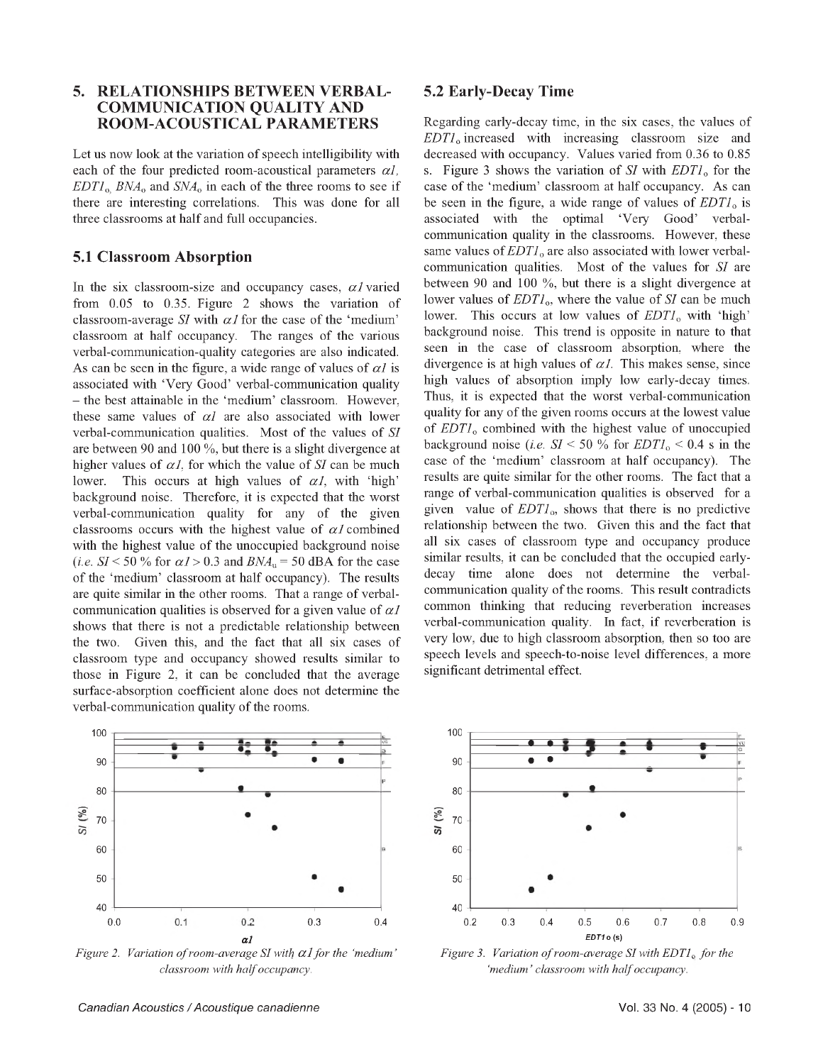## 5. RELATIONSHIPS BETWEEN VERBAL-COMMUNICATION QUALITY AND ROOM-ACOUSTICAL PARAMETERS

Let us now look at the variation of speech intelligibility with each of the four predicted room-acoustical parameters $\alpha 1$, $EDT1_o$, $BNA_o$ and $SNA_o$ in each of the three rooms to see if there are interesting correlations. This was done for all three classrooms at half and full occupancies.

### 5.1 Classroom Absorption

In the six classroom-size and occupancy cases, $\alpha 1$ varied from 0.05 to 0.35. Figure 2 shows the variation of classroom-average *SI* with $\alpha 1$ for the case of the 'medium' classroom at half occupancy. The ranges of the various verbal-communication-quality categories are also indicated. As can be seen in the figure, a wide range of values of $\alpha 1$ is associated with 'Very Good' verbal-communication quality – the best attainable in the 'medium' classroom. However, these same values of $\alpha 1$ are also associated with lower verbal-communication qualities. Most of the values of *SI* are between 90 and 100 %, but there is a slight divergence at higher values of $\alpha 1$, for which the value of *SI* can be much lower. This occurs at high values of $\alpha 1$, with 'high' background noise. Therefore, it is expected that the worst verbal-communication quality for any of the given classrooms occurs with the highest value of $\alpha 1$ combined with the highest value of the unoccupied background noise (*i.e.* $SI < 50$ % for $\alpha 1 > 0.3$ and $BNA_u = 50$ dBA for the case of the 'medium' classroom at half occupancy). The results are quite similar in the other rooms. That a range of verbal-communication qualities is observed for a given value of $\alpha 1$ shows that there is not a predictable relationship between the two. Given this, and the fact that all six cases of classroom type and occupancy showed results similar to those in Figure 2, it can be concluded that the average surface-absorption coefficient alone does not determine the verbal-communication quality of the rooms.

### 5.2 Early-Decay Time

Regarding early-decay time, in the six cases, the values of $EDT1_o$ increased with increasing classroom size and decreased with occupancy. Values varied from 0.36 to 0.85 s. Figure 3 shows the variation of *SI* with $EDT1_o$ for the case of the 'medium' classroom at half occupancy. As can be seen in the figure, a wide range of values of $EDT1_o$ is associated with the optimal 'Very Good' verbal-communication quality in the classrooms. However, these same values of $EDT1_o$ are also associated with lower verbal-communication qualities. Most of the values for *SI* are between 90 and 100 %, but there is a slight divergence at lower values of $EDT1_o$, where the value of *SI* can be much lower. This occurs at low values of $EDT1_o$ with 'high' background noise. This trend is opposite in nature to that seen in the case of classroom absorption, where the divergence is at high values of $\alpha 1$. This makes sense, since high values of absorption imply low early-decay times. Thus, it is expected that the worst verbal-communication quality for any of the given rooms occurs at the lowest value of $EDT1_o$ combined with the highest value of unoccupied background noise (*i.e.* $SI < 50$ % for $EDT1_o < 0.4$ s in the case of the 'medium' classroom at half occupancy). The results are quite similar for the other rooms. The fact that a range of verbal-communication qualities is observed for a given value of $EDT1_o$, shows that there is no predictive relationship between the two. Given this and the fact that all six cases of classroom type and occupancy produce similar results, it can be concluded that the occupied early-decay time alone does not determine the verbal-communication quality of the rooms. This result contradicts common thinking that reducing reverberation increases verbal-communication quality. In fact, if reverberation is very low, due to high classroom absorption, then so too are speech levels and speech-to-noise level differences, a more significant detrimental effect.

*Figure 2. Variation of room-average SI with $\alpha 1$ for the 'medium' classroom with half occupancy.*

*Figure 3. Variation of room-average SI with $EDT1_o$ for the 'medium' classroom with half occupancy.*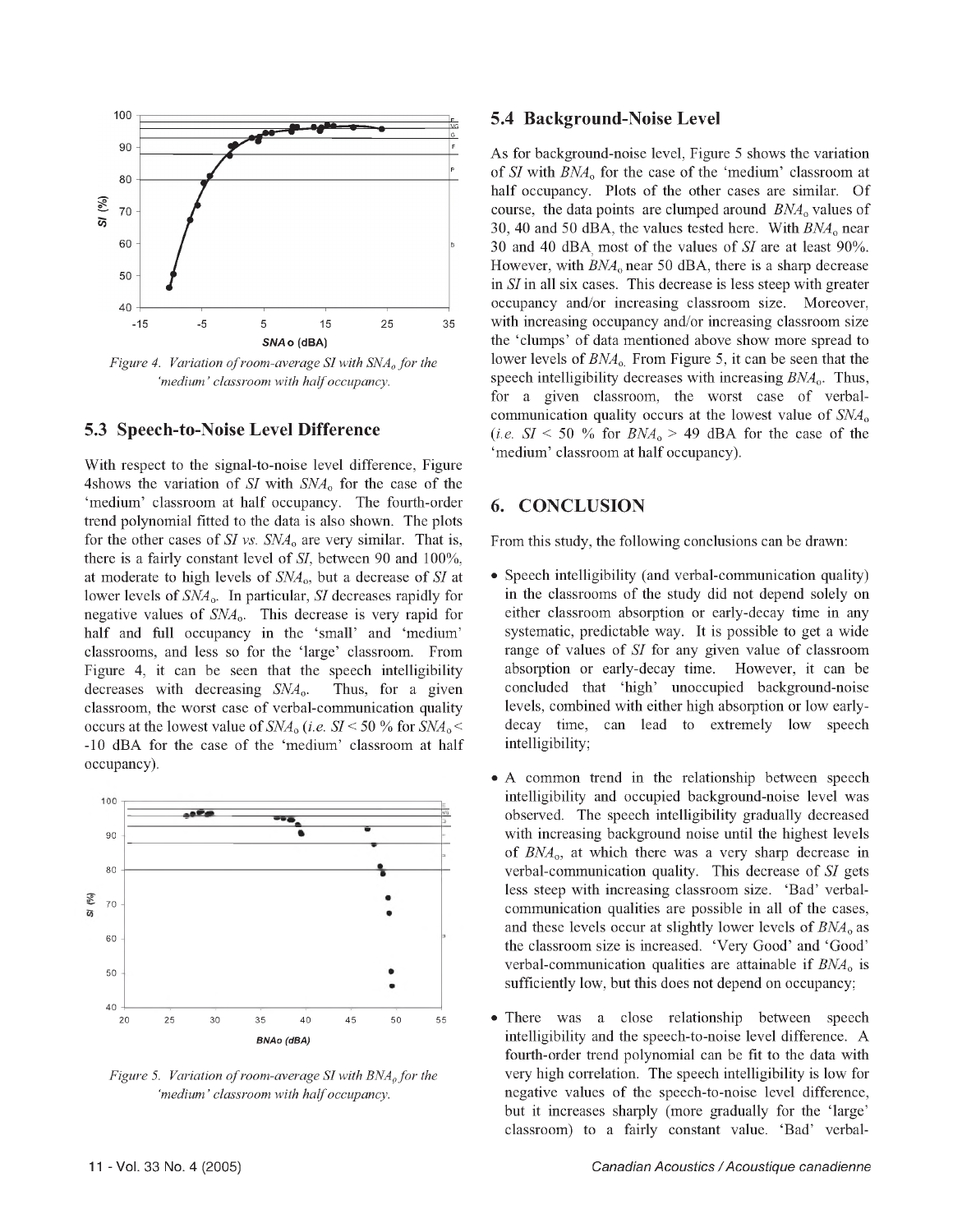*Figure 4. Variation of room-average SI with $SNA_o$ for the 'medium' classroom with half occupancy.*

### 5.3 Speech-to-Noise Level Difference

With respect to the signal-to-noise level difference, Figure 4shows the variation of *SI* with $SNA_o$ for the case of the 'medium' classroom at half occupancy. The fourth-order trend polynomial fitted to the data is also shown. The plots for the other cases of *SI vs.* $SNA_o$ are very similar. That is, there is a fairly constant level of *SI*, between 90 and 100%, at moderate to high levels of $SNA_o$, but a decrease of *SI* at lower levels of $SNA_o$. In particular, *SI* decreases rapidly for negative values of $SNA_o$. This decrease is very rapid for half and full occupancy in the 'small' and 'medium' classrooms, and less so for the 'large' classroom. From Figure 4, it can be seen that the speech intelligibility decreases with decreasing $SNA_o$. Thus, for a given classroom, the worst case of verbal-communication quality occurs at the lowest value of $SNA_o$ (*i.e.* $SI < 50$ % for $SNA_o <$ -10 dBA for the case of the 'medium' classroom at half occupancy).

*Figure 5. Variation of room-average SI with $BNA_o$ for the 'medium' classroom with half occupancy.*

### 5.4 Background-Noise Level

As for background-noise level, Figure 5 shows the variation of *SI* with $BNA_o$ for the case of the 'medium' classroom at half occupancy. Plots of the other cases are similar. Of course, the data points are clumped around $BNA_o$ values of 30, 40 and 50 dBA, the values tested here. With $BNA_o$ near 30 and 40 dBA, most of the values of *SI* are at least 90%. However, with $BNA_o$ near 50 dBA, there is a sharp decrease in *SI* in all six cases. This decrease is less steep with greater occupancy and/or increasing classroom size. Moreover, with increasing occupancy and/or increasing classroom size the 'clumps' of data mentioned above show more spread to lower levels of $BNA_o$. From Figure 5, it can be seen that the speech intelligibility decreases with increasing $BNA_o$. Thus, for a given classroom, the worst case of verbal-communication quality occurs at the lowest value of $SNA_o$ (*i.e.* $SI < 50$ % for $BNA_o > 49$ dBA for the case of the 'medium' classroom at half occupancy).

## 6. CONCLUSION

From this study, the following conclusions can be drawn:

- Speech intelligibility (and verbal-communication quality) in the classrooms of the study did not depend solely on either classroom absorption or early-decay time in any systematic, predictable way. It is possible to get a wide range of values of *SI* for any given value of classroom absorption or early-decay time. However, it can be concluded that 'high' unoccupied background-noise levels, combined with either high absorption or low early-decay time, can lead to extremely low speech intelligibility;

- A common trend in the relationship between speech intelligibility and occupied background-noise level was observed. The speech intelligibility gradually decreased with increasing background noise until the highest levels of $BNA_o$, at which there was a very sharp decrease in verbal-communication quality. This decrease of *SI* gets less steep with increasing classroom size. 'Bad' verbal-communication qualities are possible in all of the cases, and these levels occur at slightly lower levels of $BNA_o$ as the classroom size is increased. 'Very Good' and 'Good' verbal-communication qualities are attainable if $BNA_o$ is sufficiently low, but this does not depend on occupancy;

- There was a close relationship between speech intelligibility and the speech-to-noise level difference. A fourth-order trend polynomial can be fit to the data with very high correlation. The speech intelligibility is low for negative values of the speech-to-noise level difference, but it increases sharply (more gradually for the 'large' classroom) to a fairly constant value. 'Bad' verbal-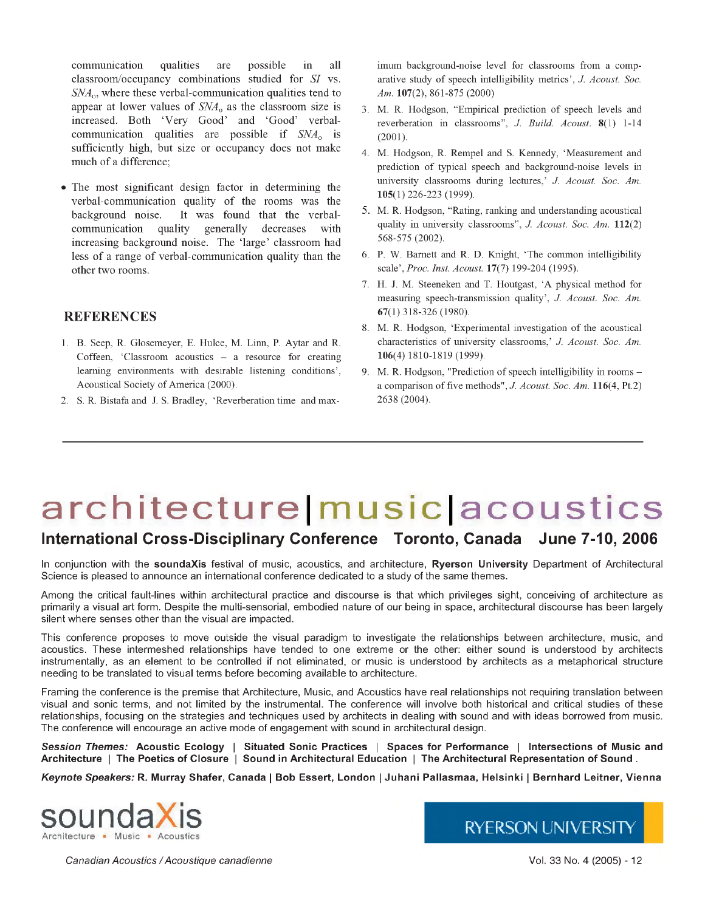communication qualities are possible in all classroom/occupancy combinations studied for *SI* vs. $SNA_o$, where these verbal-communication qualities tend to appear at lower values of $SNA_o$ as the classroom size is increased. Both 'Very Good' and 'Good' verbal-communication qualities are possible if $SNA_o$ is sufficiently high, but size or occupancy does not make much of a difference;

- The most significant design factor in determining the verbal-communication quality of the rooms was the background noise. It was found that the verbal-communication quality generally decreases with increasing background noise. The 'large' classroom had less of a range of verbal-communication quality than the other two rooms.

## REFERENCES

1. B. Seep, R. Glosemeyer, E. Hulce, M. Linn, P. Aytar and R. Coffeen, 'Classroom acoustics – a resource for creating learning environments with desirable listening conditions', Acoustical Society of America (2000).
2. S. R. Bistafa and J. S. Bradley, 'Reverberation time and maximum background-noise level for classrooms from a comparative study of speech intelligibility metrics', *J. Acoust. Soc. Am.* **107**(2), 861-875 (2000)
3. M. R. Hodgson, "Empirical prediction of speech levels and reverberation in classrooms", *J. Build. Acoust.* **8**(1) 1-14 (2001).
4. M. Hodgson, R. Rempel and S. Kennedy, 'Measurement and prediction of typical speech and background-noise levels in university classrooms during lectures,' *J. Acoust. Soc. Am.* **105**(1) 226-223 (1999).
5. M. R. Hodgson, "Rating, ranking and understanding acoustical quality in university classrooms", *J. Acoust. Soc. Am.* **112**(2) 568-575 (2002).
6. P. W. Barnett and R. D. Knight, 'The common intelligibility scale', *Proc. Inst. Acoust.* **17**(7) 199-204 (1995).
7. H. J. M. Steeneken and T. Houtgast, 'A physical method for measuring speech-transmission quality', *J. Acoust. Soc. Am.* **67**(1) 318-326 (1980).
8. M. R. Hodgson, 'Experimental investigation of the acoustical characteristics of university classrooms,' *J. Acoust. Soc. Am.* **106**(4) 1810-1819 (1999).
9. M. R. Hodgson, "Prediction of speech intelligibility in rooms – a comparison of five methods", *J. Acoust. Soc. Am.* **116**(4, Pt.2) 2638 (2004).

---

# architecture|music|acoustics

## International Cross-Disciplinary Conference Toronto, Canada June 7-10, 2006

In conjunction with the **soundaXis** festival of music, acoustics, and architecture, **Ryerson University** Department of Architectural Science is pleased to announce an international conference dedicated to a study of the same themes.

Among the critical fault-lines within architectural practice and discourse is that which privileges sight, conceiving of architecture as primarily a visual art form. Despite the multi-sensorial, embodied nature of our being in space, architectural discourse has been largely silent where senses other than the visual are impacted.

This conference proposes to move outside the visual paradigm to investigate the relationships between architecture, music, and acoustics. These intermeshed relationships have tended to one extreme or the other: either sound is understood by architects instrumentally, as an element to be controlled if not eliminated, or music is understood by architects as a metaphorical structure needing to be translated to visual terms before becoming available to architecture.

Framing the conference is the premise that Architecture, Music, and Acoustics have real relationships not requiring translation between visual and sonic terms, and not limited by the instrumental. The conference will involve both historical and critical studies of these relationships, focusing on the strategies and techniques used by architects in dealing with sound and with ideas borrowed from music. The conference will encourage an active mode of engagement with sound in architectural design.

***Session Themes:*** **Acoustic Ecology | Situated Sonic Practices | Spaces for Performance | Intersections of Music and Architecture | The Poetics of Closure | Sound in Architectural Education | The Architectural Representation of Sound**.

***Keynote Speakers:*** **R. Murray Shafer, Canada | Bob Essert, London | Juhani Pallasmaa, Helsinki | Bernhard Leitner, Vienna**

soundaXis
Architecture • Music • Acoustics

RYERSON UNIVERSITY